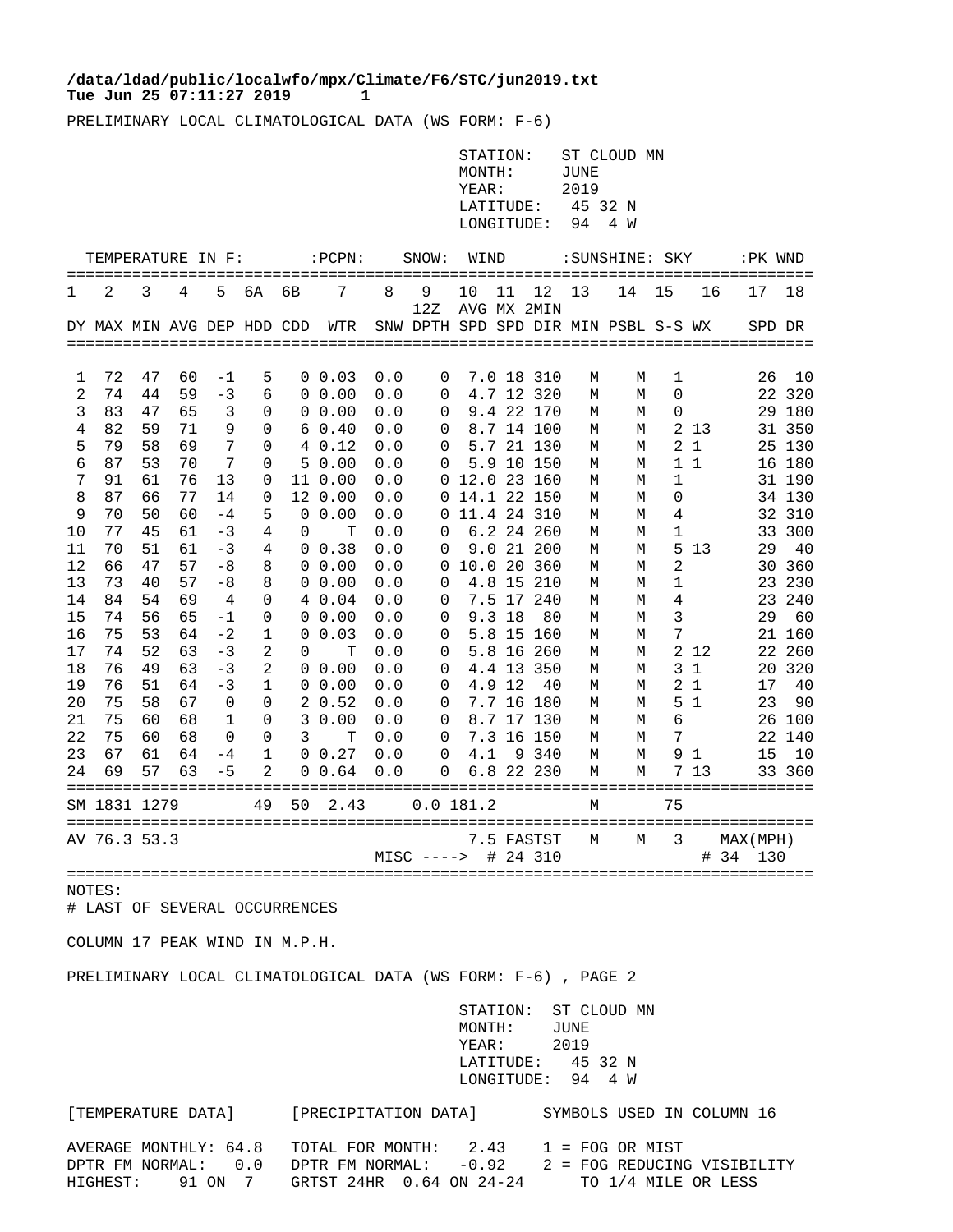**/data/ldad/public/localwfo/mpx/Climate/F6/STC/jun2019.txt**
**Tue Jun 25 07:11:27 2019 1**

PRELIMINARY LOCAL CLIMATOLOGICAL DATA (WS FORM: F-6)

STATION: ST CLOUD MN
MONTH: JUNE
YEAR: 2019
LATITUDE: 45 32 N
LONGITUDE: 94 4 W

| TEMPERATURE IN F: | | | | | | | :PCPN: | | SNOW: | WIND | | | :SUNSHINE: | | SKY | | :PK WND | |
|---|---|---|---|---|---|---|---|---|---|---|---|---|---|---|---|---|---|---|
| 1 | 2 | 3 | 4 | 5 | 6A | 6B | 7 | 8 | 9 | 10 | 11 | 12 | 13 | 14 | 15 | 16 | 17 | 18 |
| | | | | | | | | | 12Z | AVG | MX | 2MIN | | | | | | |
| DY | MAX | MIN | AVG | DEP | HDD | CDD | WTR | SNW | DPTH | SPD | SPD | DIR | MIN | PSBL | S-S | WX | SPD | DR |
| 1 | 72 | 47 | 60 | -1 | 5 | 0 | 0.03 | 0.0 | 0 | 7.0 | 18 | 310 | M | M | 1 | | 26 | 10 |
| 2 | 74 | 44 | 59 | -3 | 6 | 0 | 0.00 | 0.0 | 0 | 4.7 | 12 | 320 | M | M | 0 | | 22 | 320 |
| 3 | 83 | 47 | 65 | 3 | 0 | 0 | 0.00 | 0.0 | 0 | 9.4 | 22 | 170 | M | M | 0 | | 29 | 180 |
| 4 | 82 | 59 | 71 | 9 | 0 | 6 | 0.40 | 0.0 | 0 | 8.7 | 14 | 100 | M | M | 2 | 13 | 31 | 350 |
| 5 | 79 | 58 | 69 | 7 | 0 | 4 | 0.12 | 0.0 | 0 | 5.7 | 21 | 130 | M | M | 2 | 1 | 25 | 130 |
| 6 | 87 | 53 | 70 | 7 | 0 | 5 | 0.00 | 0.0 | 0 | 5.9 | 10 | 150 | M | M | 1 | 1 | 16 | 180 |
| 7 | 91 | 61 | 76 | 13 | 0 | 11 | 0.00 | 0.0 | 0 | 12.0 | 23 | 160 | M | M | 1 | | 31 | 190 |
| 8 | 87 | 66 | 77 | 14 | 0 | 12 | 0.00 | 0.0 | 0 | 14.1 | 22 | 150 | M | M | 0 | | 34 | 130 |
| 9 | 70 | 50 | 60 | -4 | 5 | 0 | 0.00 | 0.0 | 0 | 11.4 | 24 | 310 | M | M | 4 | | 32 | 310 |
| 10 | 77 | 45 | 61 | -3 | 4 | 0 | T | 0.0 | 0 | 6.2 | 24 | 260 | M | M | 1 | | 33 | 300 |
| 11 | 70 | 51 | 61 | -3 | 4 | 0 | 0.38 | 0.0 | 0 | 9.0 | 21 | 200 | M | M | 5 | 13 | 29 | 40 |
| 12 | 66 | 47 | 57 | -8 | 8 | 0 | 0.00 | 0.0 | 0 | 10.0 | 20 | 360 | M | M | 2 | | 30 | 360 |
| 13 | 73 | 40 | 57 | -8 | 8 | 0 | 0.00 | 0.0 | 0 | 4.8 | 15 | 210 | M | M | 1 | | 23 | 230 |
| 14 | 84 | 54 | 69 | 4 | 0 | 4 | 0.04 | 0.0 | 0 | 7.5 | 17 | 240 | M | M | 4 | | 23 | 240 |
| 15 | 74 | 56 | 65 | -1 | 0 | 0 | 0.00 | 0.0 | 0 | 9.3 | 18 | 80 | M | M | 3 | | 29 | 60 |
| 16 | 75 | 53 | 64 | -2 | 1 | 0 | 0.03 | 0.0 | 0 | 5.8 | 15 | 160 | M | M | 7 | | 21 | 160 |
| 17 | 74 | 52 | 63 | -3 | 2 | 0 | T | 0.0 | 0 | 5.8 | 16 | 260 | M | M | 2 | 12 | 22 | 260 |
| 18 | 76 | 49 | 63 | -3 | 2 | 0 | 0.00 | 0.0 | 0 | 4.4 | 13 | 350 | M | M | 3 | 1 | 20 | 320 |
| 19 | 76 | 51 | 64 | -3 | 1 | 0 | 0.00 | 0.0 | 0 | 4.9 | 12 | 40 | M | M | 2 | 1 | 17 | 40 |
| 20 | 75 | 58 | 67 | 0 | 0 | 2 | 0.52 | 0.0 | 0 | 7.7 | 16 | 180 | M | M | 5 | 1 | 23 | 90 |
| 21 | 75 | 60 | 68 | 1 | 0 | 3 | 0.00 | 0.0 | 0 | 8.7 | 17 | 130 | M | M | 6 | | 26 | 100 |
| 22 | 75 | 60 | 68 | 0 | 0 | 3 | T | 0.0 | 0 | 7.3 | 16 | 150 | M | M | 7 | | 22 | 140 |
| 23 | 67 | 61 | 64 | -4 | 1 | 0 | 0.27 | 0.0 | 0 | 4.1 | 9 | 340 | M | M | 9 | 1 | 15 | 10 |
| 24 | 69 | 57 | 63 | -5 | 2 | 0 | 0.64 | 0.0 | 0 | 6.8 | 22 | 230 | M | M | 7 | 13 | 33 | 360 |
| SM | 1831 | 1279 | | | 49 | 50 | 2.43 | 0.0 | | 181.2 | | | M | | 75 | | | |
| AV | 76.3 | 53.3 | | | | | | | | 7.5 | FASTST | | M | M | 3 | | MAX(MPH) | |
| | | | | | | | | MISC ----> | | # | 24 | 310 | | | | | # 34 | 130 |

NOTES:
# LAST OF SEVERAL OCCURRENCES

COLUMN 17 PEAK WIND IN M.P.H.

PRELIMINARY LOCAL CLIMATOLOGICAL DATA (WS FORM: F-6) , PAGE 2

STATION: ST CLOUD MN
MONTH: JUNE
YEAR: 2019
LATITUDE: 45 32 N
LONGITUDE: 94 4 W

[TEMPERATURE DATA] [PRECIPITATION DATA] SYMBOLS USED IN COLUMN 16

AVERAGE MONTHLY: 64.8 TOTAL FOR MONTH: 2.43 1 = FOG OR MIST
DPTR FM NORMAL: 0.0 DPTR FM NORMAL: -0.92 2 = FOG REDUCING VISIBILITY
HIGHEST: 91 ON 7 GRTST 24HR 0.64 ON 24-24 TO 1/4 MILE OR LESS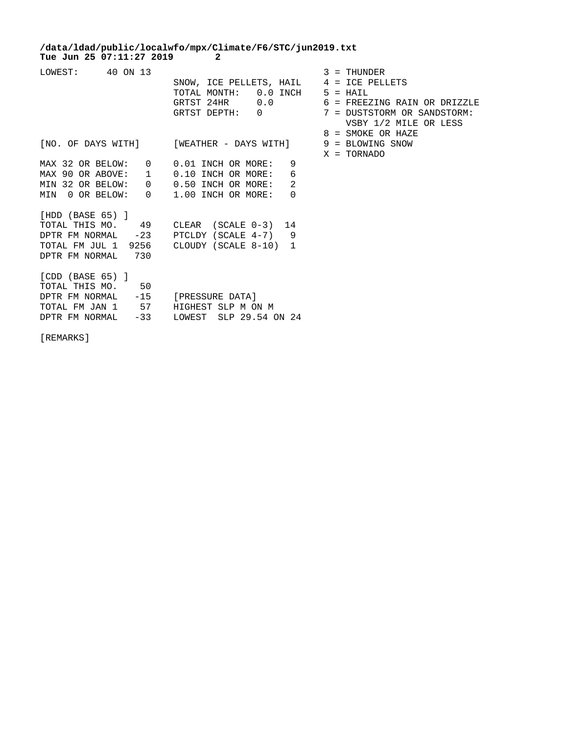```
LOWEST:     40 ON 13                                   3 = THUNDER
                          SNOW, ICE PELLETS, HAIL      4 = ICE PELLETS
                          TOTAL MONTH:   0.0 INCH      5 = HAIL
                          GRTST 24HR     0.0           6 = FREEZING RAIN OR DRIZZLE
                          GRTST DEPTH:   0             7 = DUSTSTORM OR SANDSTORM:
                                                           VSBY 1/2 MILE OR LESS
                                                       8 = SMOKE OR HAZE
[NO. OF DAYS WITH]        [WEATHER - DAYS WITH]        9 = BLOWING SNOW
                                                       X = TORNADO
MAX 32 OR BELOW:   0      0.01 INCH OR MORE:   9
MAX 90 OR ABOVE:   1      0.10 INCH OR MORE:   6
MIN 32 OR BELOW:   0      0.50 INCH OR MORE:   2
MIN  0 OR BELOW:   0      1.00 INCH OR MORE:   0

[HDD (BASE 65) ]
TOTAL THIS MO.    49      CLEAR  (SCALE 0-3)  14
DPTR FM NORMAL   -23      PTCLDY (SCALE 4-7)   9
TOTAL FM JUL 1  9256      CLOUDY (SCALE 8-10)  1
DPTR FM NORMAL   730

[CDD (BASE 65) ]
TOTAL THIS MO.    50
DPTR FM NORMAL   -15      [PRESSURE DATA]
TOTAL FM JAN 1    57      HIGHEST SLP M ON M
DPTR FM NORMAL   -33      LOWEST  SLP 29.54 ON 24

[REMARKS]
```